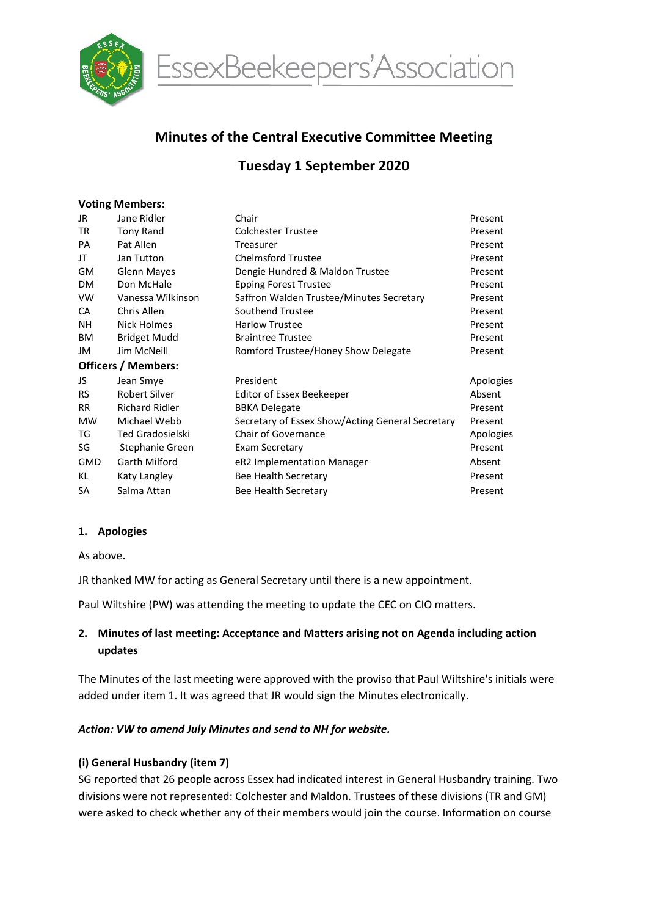EssexBeekeepers'Association

# Minutes of the Central Executive Committee Meeting

## Tuesday 1 September 2020

**Voting Members:**

| | | | |
|---|---|---|---|
| JR | Jane Ridler | Chair | Present |
| TR | Tony Rand | Colchester Trustee | Present |
| PA | Pat Allen | Treasurer | Present |
| JT | Jan Tutton | Chelmsford Trustee | Present |
| GM | Glenn Mayes | Dengie Hundred & Maldon Trustee | Present |
| DM | Don McHale | Epping Forest Trustee | Present |
| VW | Vanessa Wilkinson | Saffron Walden Trustee/Minutes Secretary | Present |
| CA | Chris Allen | Southend Trustee | Present |
| NH | Nick Holmes | Harlow Trustee | Present |
| BM | Bridget Mudd | Braintree Trustee | Present |
| JM | Jim McNeill | Romford Trustee/Honey Show Delegate | Present |

**Officers / Members:**

| | | | |
|---|---|---|---|
| JS | Jean Smye | President | Apologies |
| RS | Robert Silver | Editor of Essex Beekeeper | Absent |
| RR | Richard Ridler | BBKA Delegate | Present |
| MW | Michael Webb | Secretary of Essex Show/Acting General Secretary | Present |
| TG | Ted Gradosielski | Chair of Governance | Apologies |
| SG | Stephanie Green | Exam Secretary | Present |
| GMD | Garth Milford | eR2 Implementation Manager | Absent |
| KL | Katy Langley | Bee Health Secretary | Present |
| SA | Salma Attan | Bee Health Secretary | Present |

### 1. Apologies

As above.

JR thanked MW for acting as General Secretary until there is a new appointment.

Paul Wiltshire (PW) was attending the meeting to update the CEC on CIO matters.

### 2. Minutes of last meeting: Acceptance and Matters arising not on Agenda including action updates

The Minutes of the last meeting were approved with the proviso that Paul Wiltshire's initials were added under item 1. It was agreed that JR would sign the Minutes electronically.

***Action: VW to amend July Minutes and send to NH for website.***

**(i) General Husbandry (item 7)**

SG reported that 26 people across Essex had indicated interest in General Husbandry training. Two divisions were not represented: Colchester and Maldon. Trustees of these divisions (TR and GM) were asked to check whether any of their members would join the course. Information on course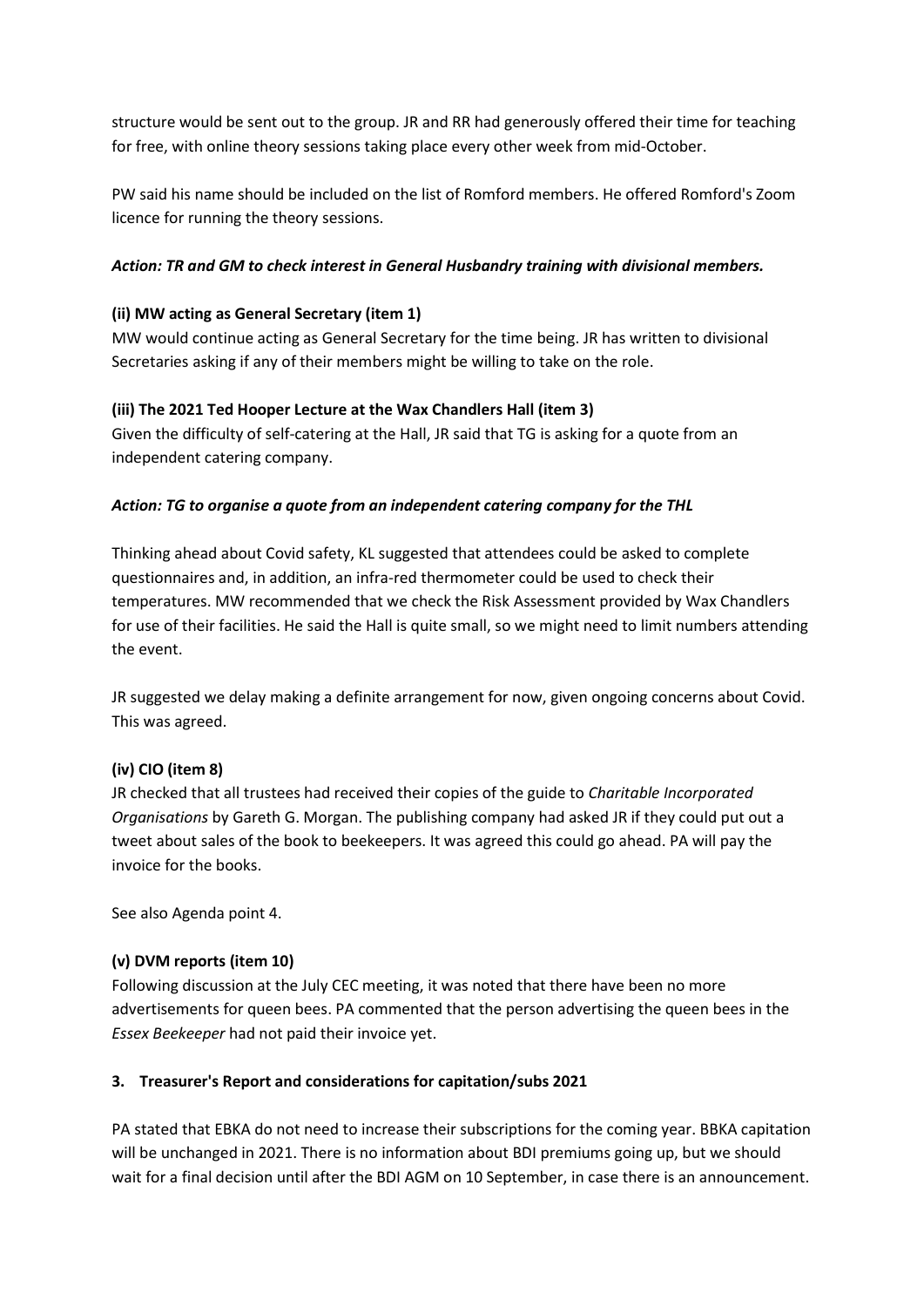structure would be sent out to the group. JR and RR had generously offered their time for teaching for free, with online theory sessions taking place every other week from mid-October.

PW said his name should be included on the list of Romford members. He offered Romford's Zoom licence for running the theory sessions.

***Action: TR and GM to check interest in General Husbandry training with divisional members.***

**(ii) MW acting as General Secretary (item 1)**

MW would continue acting as General Secretary for the time being. JR has written to divisional Secretaries asking if any of their members might be willing to take on the role.

**(iii) The 2021 Ted Hooper Lecture at the Wax Chandlers Hall (item 3)**

Given the difficulty of self-catering at the Hall, JR said that TG is asking for a quote from an independent catering company.

***Action: TG to organise a quote from an independent catering company for the THL***

Thinking ahead about Covid safety, KL suggested that attendees could be asked to complete questionnaires and, in addition, an infra-red thermometer could be used to check their temperatures. MW recommended that we check the Risk Assessment provided by Wax Chandlers for use of their facilities. He said the Hall is quite small, so we might need to limit numbers attending the event.

JR suggested we delay making a definite arrangement for now, given ongoing concerns about Covid. This was agreed.

**(iv) CIO (item 8)**

JR checked that all trustees had received their copies of the guide to *Charitable Incorporated Organisations* by Gareth G. Morgan. The publishing company had asked JR if they could put out a tweet about sales of the book to beekeepers. It was agreed this could go ahead. PA will pay the invoice for the books.

See also Agenda point 4.

**(v) DVM reports (item 10)**

Following discussion at the July CEC meeting, it was noted that there have been no more advertisements for queen bees. PA commented that the person advertising the queen bees in the *Essex Beekeeper* had not paid their invoice yet.

**3. Treasurer's Report and considerations for capitation/subs 2021**

PA stated that EBKA do not need to increase their subscriptions for the coming year. BBKA capitation will be unchanged in 2021. There is no information about BDI premiums going up, but we should wait for a final decision until after the BDI AGM on 10 September, in case there is an announcement.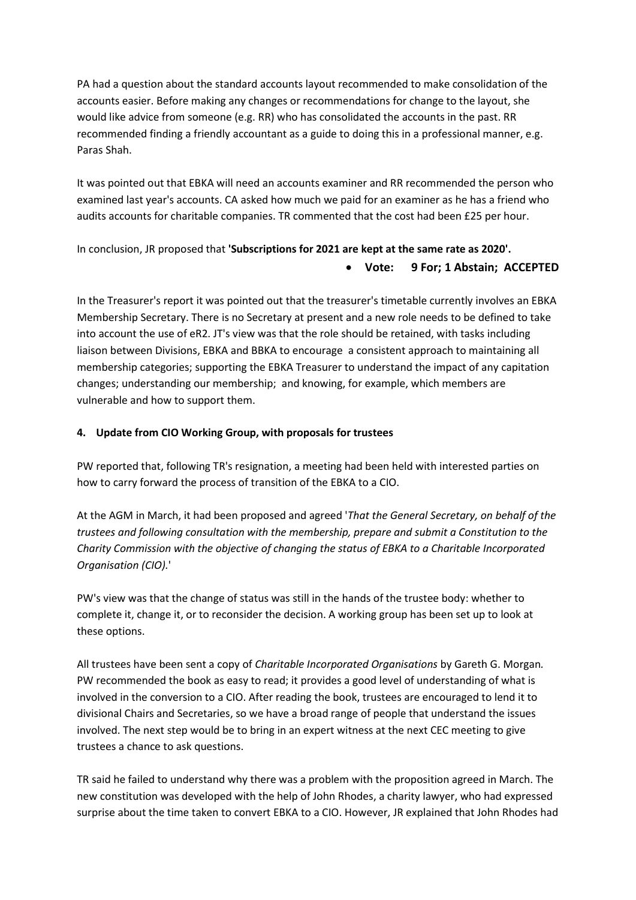PA had a question about the standard accounts layout recommended to make consolidation of the accounts easier. Before making any changes or recommendations for change to the layout, she would like advice from someone (e.g. RR) who has consolidated the accounts in the past. RR recommended finding a friendly accountant as a guide to doing this in a professional manner, e.g. Paras Shah.

It was pointed out that EBKA will need an accounts examiner and RR recommended the person who examined last year's accounts. CA asked how much we paid for an examiner as he has a friend who audits accounts for charitable companies. TR commented that the cost had been £25 per hour.

In conclusion, JR proposed that **'Subscriptions for 2021 are kept at the same rate as 2020'.**

- **Vote: 9 For; 1 Abstain; ACCEPTED**

In the Treasurer's report it was pointed out that the treasurer's timetable currently involves an EBKA Membership Secretary. There is no Secretary at present and a new role needs to be defined to take into account the use of eR2. JT's view was that the role should be retained, with tasks including liaison between Divisions, EBKA and BBKA to encourage a consistent approach to maintaining all membership categories; supporting the EBKA Treasurer to understand the impact of any capitation changes; understanding our membership; and knowing, for example, which members are vulnerable and how to support them.

**4. Update from CIO Working Group, with proposals for trustees**

PW reported that, following TR's resignation, a meeting had been held with interested parties on how to carry forward the process of transition of the EBKA to a CIO.

At the AGM in March, it had been proposed and agreed '*That the General Secretary, on behalf of the trustees and following consultation with the membership, prepare and submit a Constitution to the Charity Commission with the objective of changing the status of EBKA to a Charitable Incorporated Organisation (CIO).*'

PW's view was that the change of status was still in the hands of the trustee body: whether to complete it, change it, or to reconsider the decision. A working group has been set up to look at these options.

All trustees have been sent a copy of *Charitable Incorporated Organisations* by Gareth G. Morgan. PW recommended the book as easy to read; it provides a good level of understanding of what is involved in the conversion to a CIO. After reading the book, trustees are encouraged to lend it to divisional Chairs and Secretaries, so we have a broad range of people that understand the issues involved. The next step would be to bring in an expert witness at the next CEC meeting to give trustees a chance to ask questions.

TR said he failed to understand why there was a problem with the proposition agreed in March. The new constitution was developed with the help of John Rhodes, a charity lawyer, who had expressed surprise about the time taken to convert EBKA to a CIO. However, JR explained that John Rhodes had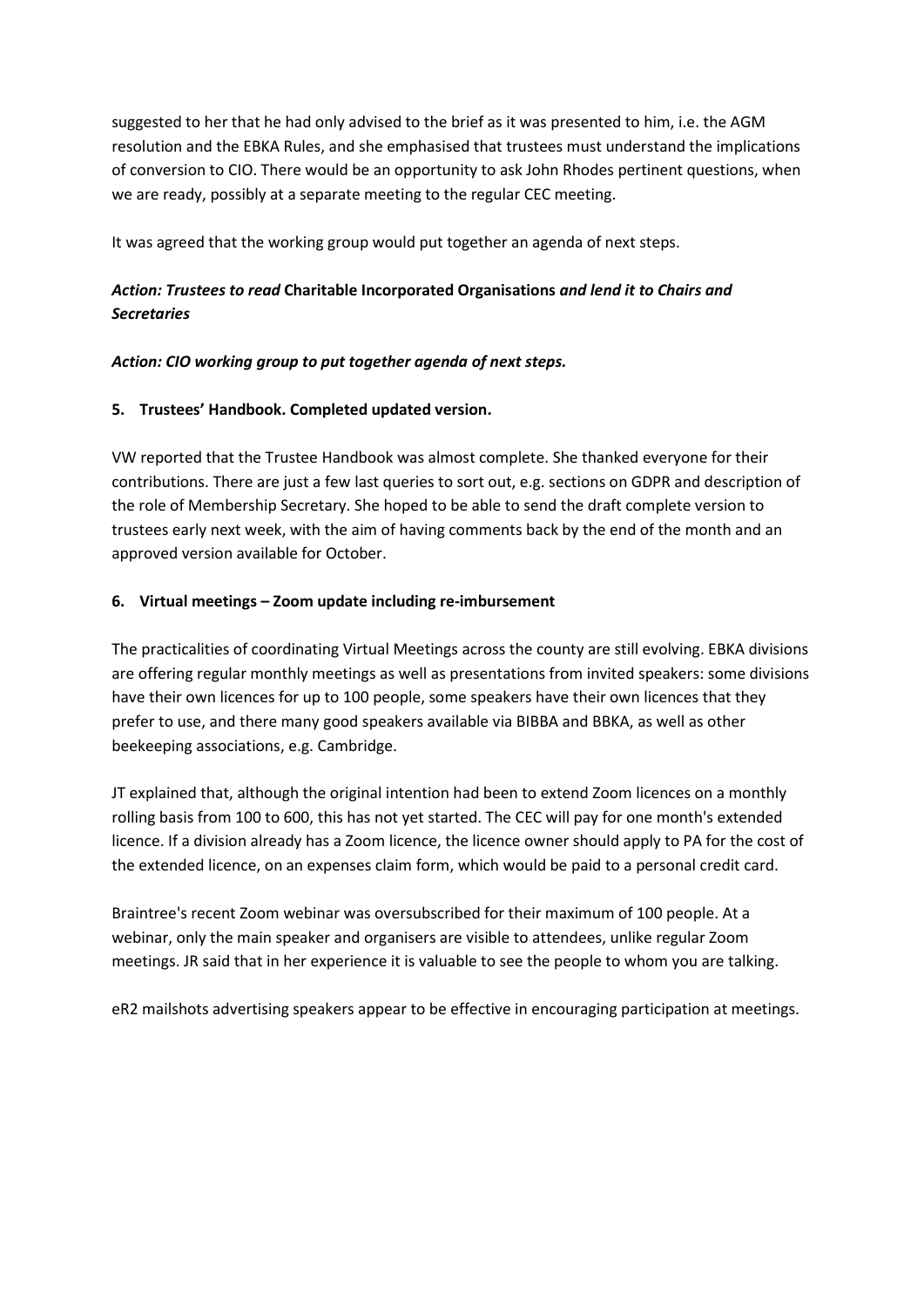suggested to her that he had only advised to the brief as it was presented to him, i.e. the AGM resolution and the EBKA Rules, and she emphasised that trustees must understand the implications of conversion to CIO. There would be an opportunity to ask John Rhodes pertinent questions, when we are ready, possibly at a separate meeting to the regular CEC meeting.

It was agreed that the working group would put together an agenda of next steps.

***Action: Trustees to read* Charitable Incorporated Organisations *and lend it to Chairs and Secretaries***

***Action: CIO working group to put together agenda of next steps.***

**5. Trustees' Handbook. Completed updated version.**

VW reported that the Trustee Handbook was almost complete. She thanked everyone for their contributions. There are just a few last queries to sort out, e.g. sections on GDPR and description of the role of Membership Secretary. She hoped to be able to send the draft complete version to trustees early next week, with the aim of having comments back by the end of the month and an approved version available for October.

**6. Virtual meetings – Zoom update including re-imbursement**

The practicalities of coordinating Virtual Meetings across the county are still evolving. EBKA divisions are offering regular monthly meetings as well as presentations from invited speakers: some divisions have their own licences for up to 100 people, some speakers have their own licences that they prefer to use, and there many good speakers available via BIBBA and BBKA, as well as other beekeeping associations, e.g. Cambridge.

JT explained that, although the original intention had been to extend Zoom licences on a monthly rolling basis from 100 to 600, this has not yet started. The CEC will pay for one month's extended licence. If a division already has a Zoom licence, the licence owner should apply to PA for the cost of the extended licence, on an expenses claim form, which would be paid to a personal credit card.

Braintree's recent Zoom webinar was oversubscribed for their maximum of 100 people. At a webinar, only the main speaker and organisers are visible to attendees, unlike regular Zoom meetings. JR said that in her experience it is valuable to see the people to whom you are talking.

eR2 mailshots advertising speakers appear to be effective in encouraging participation at meetings.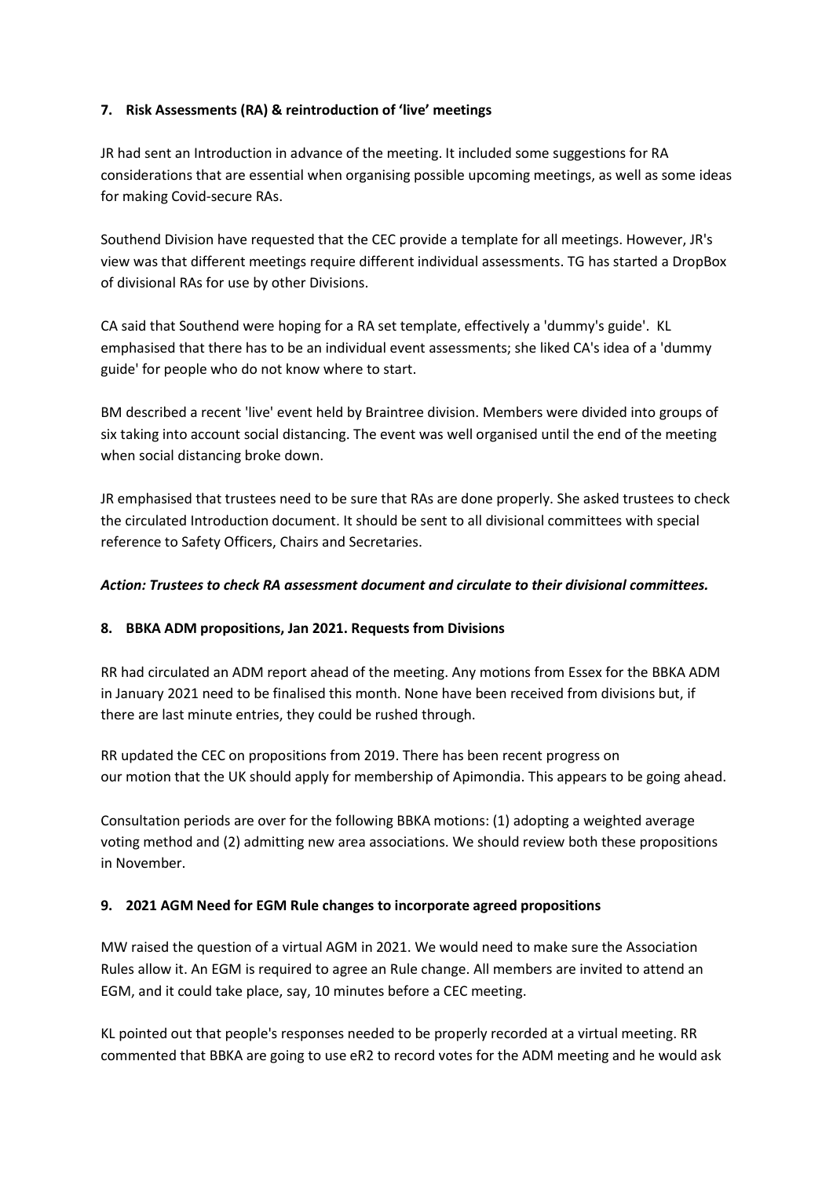### 7. Risk Assessments (RA) & reintroduction of 'live' meetings

JR had sent an Introduction in advance of the meeting. It included some suggestions for RA considerations that are essential when organising possible upcoming meetings, as well as some ideas for making Covid-secure RAs.

Southend Division have requested that the CEC provide a template for all meetings. However, JR's view was that different meetings require different individual assessments. TG has started a DropBox of divisional RAs for use by other Divisions.

CA said that Southend were hoping for a RA set template, effectively a 'dummy's guide'. KL emphasised that there has to be an individual event assessments; she liked CA's idea of a 'dummy guide' for people who do not know where to start.

BM described a recent 'live' event held by Braintree division. Members were divided into groups of six taking into account social distancing. The event was well organised until the end of the meeting when social distancing broke down.

JR emphasised that trustees need to be sure that RAs are done properly. She asked trustees to check the circulated Introduction document. It should be sent to all divisional committees with special reference to Safety Officers, Chairs and Secretaries.

***Action: Trustees to check RA assessment document and circulate to their divisional committees.***

### 8. BBKA ADM propositions, Jan 2021. Requests from Divisions

RR had circulated an ADM report ahead of the meeting. Any motions from Essex for the BBKA ADM in January 2021 need to be finalised this month. None have been received from divisions but, if there are last minute entries, they could be rushed through.

RR updated the CEC on propositions from 2019. There has been recent progress on our motion that the UK should apply for membership of Apimondia. This appears to be going ahead.

Consultation periods are over for the following BBKA motions: (1) adopting a weighted average voting method and (2) admitting new area associations. We should review both these propositions in November.

### 9. 2021 AGM Need for EGM Rule changes to incorporate agreed propositions

MW raised the question of a virtual AGM in 2021. We would need to make sure the Association Rules allow it. An EGM is required to agree an Rule change. All members are invited to attend an EGM, and it could take place, say, 10 minutes before a CEC meeting.

KL pointed out that people's responses needed to be properly recorded at a virtual meeting. RR commented that BBKA are going to use eR2 to record votes for the ADM meeting and he would ask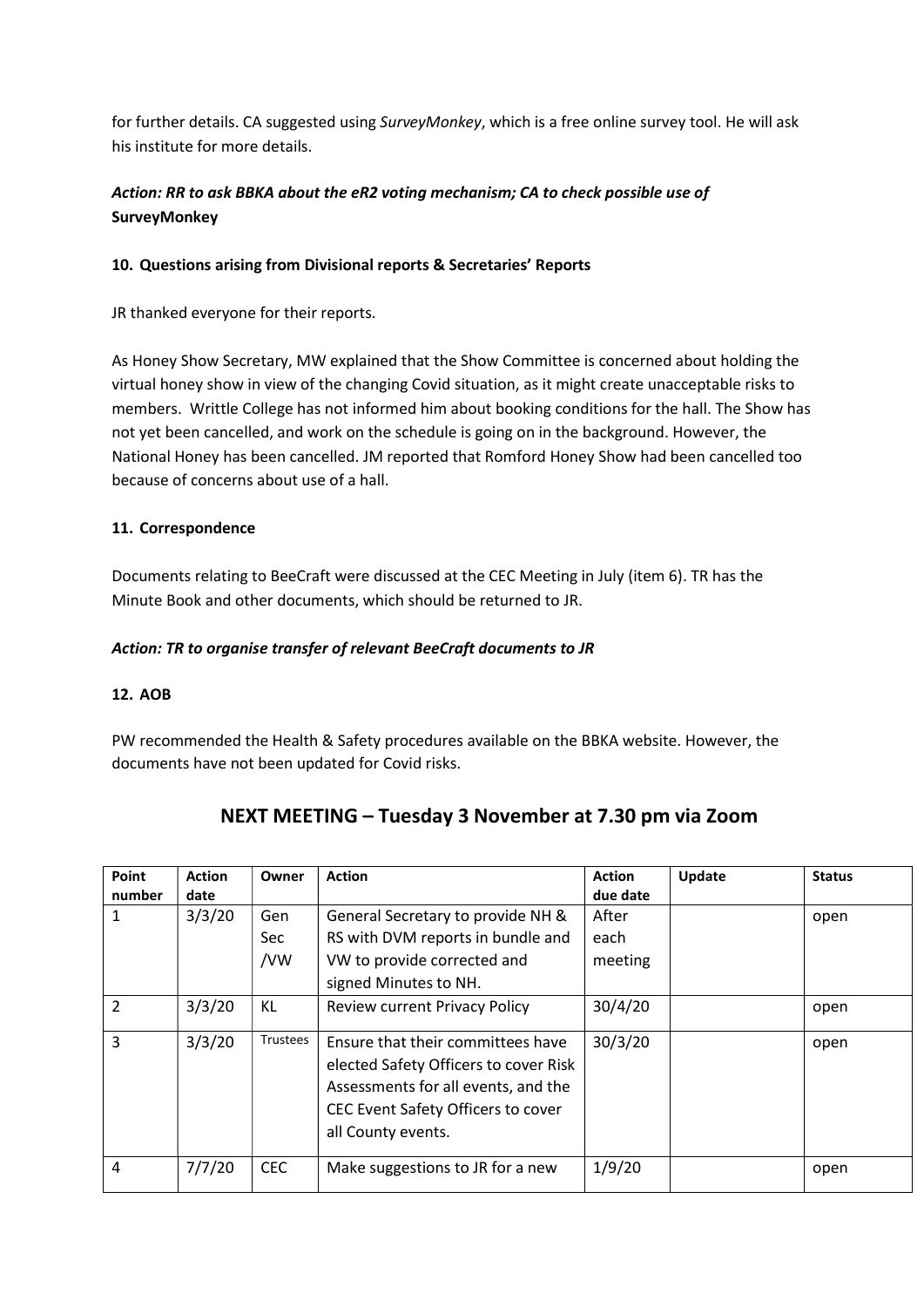for further details. CA suggested using *SurveyMonkey*, which is a free online survey tool. He will ask his institute for more details.

***Action: RR to ask BBKA about the eR2 voting mechanism; CA to check possible use of* SurveyMonkey**

**10. Questions arising from Divisional reports & Secretaries' Reports**

JR thanked everyone for their reports.

As Honey Show Secretary, MW explained that the Show Committee is concerned about holding the virtual honey show in view of the changing Covid situation, as it might create unacceptable risks to members. Writtle College has not informed him about booking conditions for the hall. The Show has not yet been cancelled, and work on the schedule is going on in the background. However, the National Honey has been cancelled. JM reported that Romford Honey Show had been cancelled too because of concerns about use of a hall.

**11. Correspondence**

Documents relating to BeeCraft were discussed at the CEC Meeting in July (item 6). TR has the Minute Book and other documents, which should be returned to JR.

***Action: TR to organise transfer of relevant BeeCraft documents to JR***

**12. AOB**

PW recommended the Health & Safety procedures available on the BBKA website. However, the documents have not been updated for Covid risks.

## NEXT MEETING – Tuesday 3 November at 7.30 pm via Zoom

| Point number | Action date | Owner | Action | Action due date | Update | Status |
|---|---|---|---|---|---|---|
| 1 | 3/3/20 | Gen Sec /VW | General Secretary to provide NH & RS with DVM reports in bundle and VW to provide corrected and signed Minutes to NH. | After each meeting | | open |
| 2 | 3/3/20 | KL | Review current Privacy Policy | 30/4/20 | | open |
| 3 | 3/3/20 | Trustees | Ensure that their committees have elected Safety Officers to cover Risk Assessments for all events, and the CEC Event Safety Officers to cover all County events. | 30/3/20 | | open |
| 4 | 7/7/20 | CEC | Make suggestions to JR for a new | 1/9/20 | | open |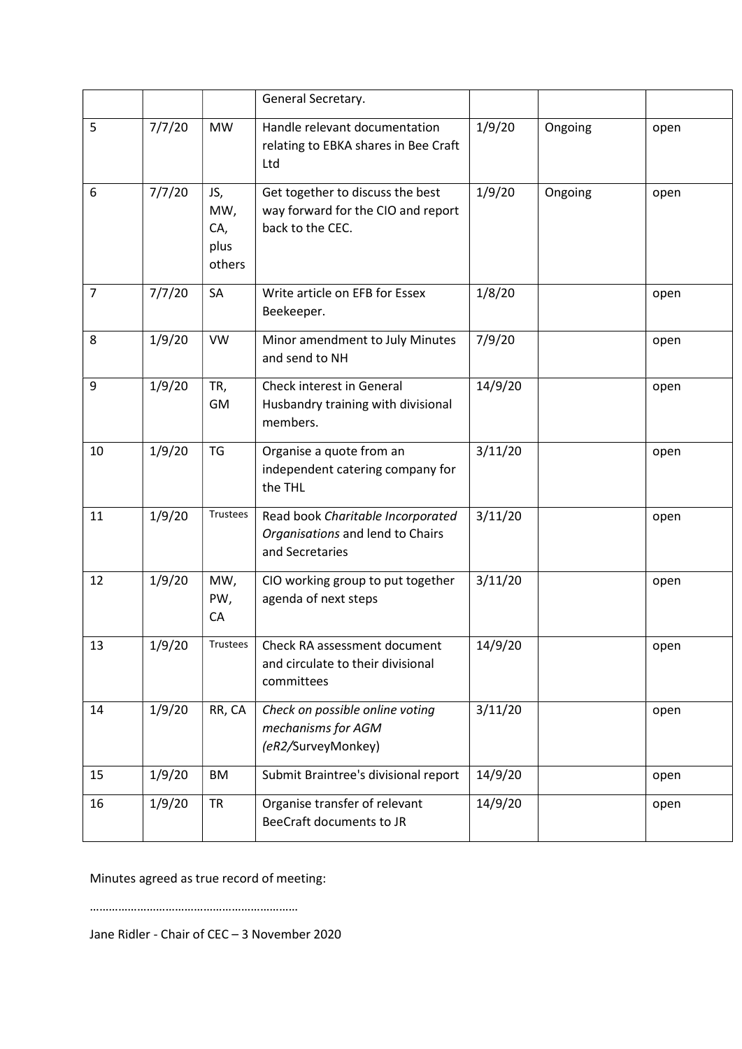| | | | | | | |
|---|---|---|---|---|---|---|
| | | | General Secretary. | | | |
| 5 | 7/7/20 | MW | Handle relevant documentation relating to EBKA shares in Bee Craft Ltd | 1/9/20 | Ongoing | open |
| 6 | 7/7/20 | JS, MW, CA, plus others | Get together to discuss the best way forward for the CIO and report back to the CEC. | 1/9/20 | Ongoing | open |
| 7 | 7/7/20 | SA | Write article on EFB for Essex Beekeeper. | 1/8/20 | | open |
| 8 | 1/9/20 | VW | Minor amendment to July Minutes and send to NH | 7/9/20 | | open |
| 9 | 1/9/20 | TR, GM | Check interest in General Husbandry training with divisional members. | 14/9/20 | | open |
| 10 | 1/9/20 | TG | Organise a quote from an independent catering company for the THL | 3/11/20 | | open |
| 11 | 1/9/20 | Trustees | Read book *Charitable Incorporated Organisations* and lend to Chairs and Secretaries | 3/11/20 | | open |
| 12 | 1/9/20 | MW, PW, CA | CIO working group to put together agenda of next steps | 3/11/20 | | open |
| 13 | 1/9/20 | Trustees | Check RA assessment document and circulate to their divisional committees | 14/9/20 | | open |
| 14 | 1/9/20 | RR, CA | *Check on possible online voting mechanisms for AGM (eR2/*SurveyMonkey) | 3/11/20 | | open |
| 15 | 1/9/20 | BM | Submit Braintree's divisional report | 14/9/20 | | open |
| 16 | 1/9/20 | TR | Organise transfer of relevant BeeCraft documents to JR | 14/9/20 | | open |

Minutes agreed as true record of meeting:

…………………………………………………………

Jane Ridler - Chair of CEC – 3 November 2020